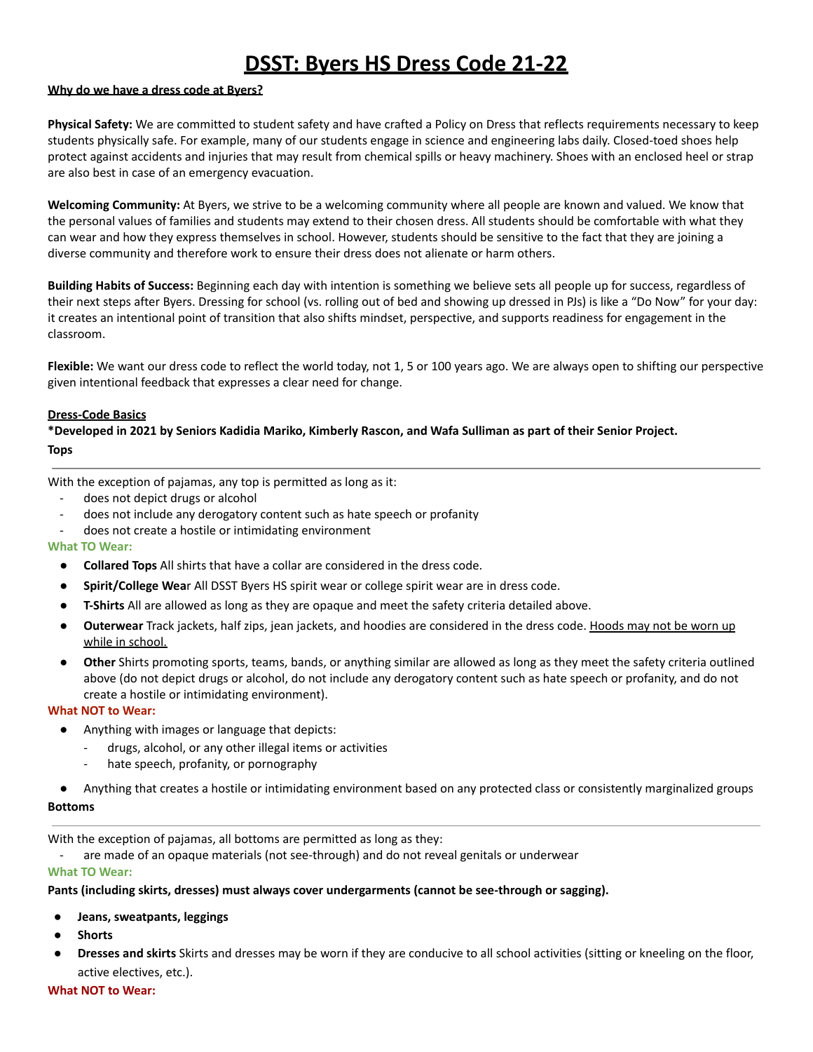# DSST: Byers HS Dress Code 21-22

**Why do we have a dress code at Byers?**

**Physical Safety:** We are committed to student safety and have crafted a Policy on Dress that reflects requirements necessary to keep students physically safe. For example, many of our students engage in science and engineering labs daily. Closed-toed shoes help protect against accidents and injuries that may result from chemical spills or heavy machinery. Shoes with an enclosed heel or strap are also best in case of an emergency evacuation.

**Welcoming Community:** At Byers, we strive to be a welcoming community where all people are known and valued. We know that the personal values of families and students may extend to their chosen dress. All students should be comfortable with what they can wear and how they express themselves in school. However, students should be sensitive to the fact that they are joining a diverse community and therefore work to ensure their dress does not alienate or harm others.

**Building Habits of Success:** Beginning each day with intention is something we believe sets all people up for success, regardless of their next steps after Byers. Dressing for school (vs. rolling out of bed and showing up dressed in PJs) is like a "Do Now" for your day: it creates an intentional point of transition that also shifts mindset, perspective, and supports readiness for engagement in the classroom.

**Flexible:** We want our dress code to reflect the world today, not 1, 5 or 100 years ago. We are always open to shifting our perspective given intentional feedback that expresses a clear need for change.

**Dress-Code Basics**

**\*Developed in 2021 by Seniors Kadidia Mariko, Kimberly Rascon, and Wafa Sulliman as part of their Senior Project.**

### Tops

With the exception of pajamas, any top is permitted as long as it:

- does not depict drugs or alcohol
- does not include any derogatory content such as hate speech or profanity
- does not create a hostile or intimidating environment

**What TO Wear:**

- **Collared Tops** All shirts that have a collar are considered in the dress code.
- **Spirit/College Wear** All DSST Byers HS spirit wear or college spirit wear are in dress code.
- **T-Shirts** All are allowed as long as they are opaque and meet the safety criteria detailed above.
- **Outerwear** Track jackets, half zips, jean jackets, and hoodies are considered in the dress code. Hoods may not be worn up while in school.
- **Other** Shirts promoting sports, teams, bands, or anything similar are allowed as long as they meet the safety criteria outlined above (do not depict drugs or alcohol, do not include any derogatory content such as hate speech or profanity, and do not create a hostile or intimidating environment).

**What NOT to Wear:**

- Anything with images or language that depicts:
  - drugs, alcohol, or any other illegal items or activities
  - hate speech, profanity, or pornography
- Anything that creates a hostile or intimidating environment based on any protected class or consistently marginalized groups

### Bottoms

With the exception of pajamas, all bottoms are permitted as long as they:

- are made of an opaque materials (not see-through) and do not reveal genitals or underwear

**What TO Wear:**

**Pants (including skirts, dresses) must always cover undergarments (cannot be see-through or sagging).**

- **Jeans, sweatpants, leggings**
- **Shorts**
- **Dresses and skirts** Skirts and dresses may be worn if they are conducive to all school activities (sitting or kneeling on the floor, active electives, etc.).

**What NOT to Wear:**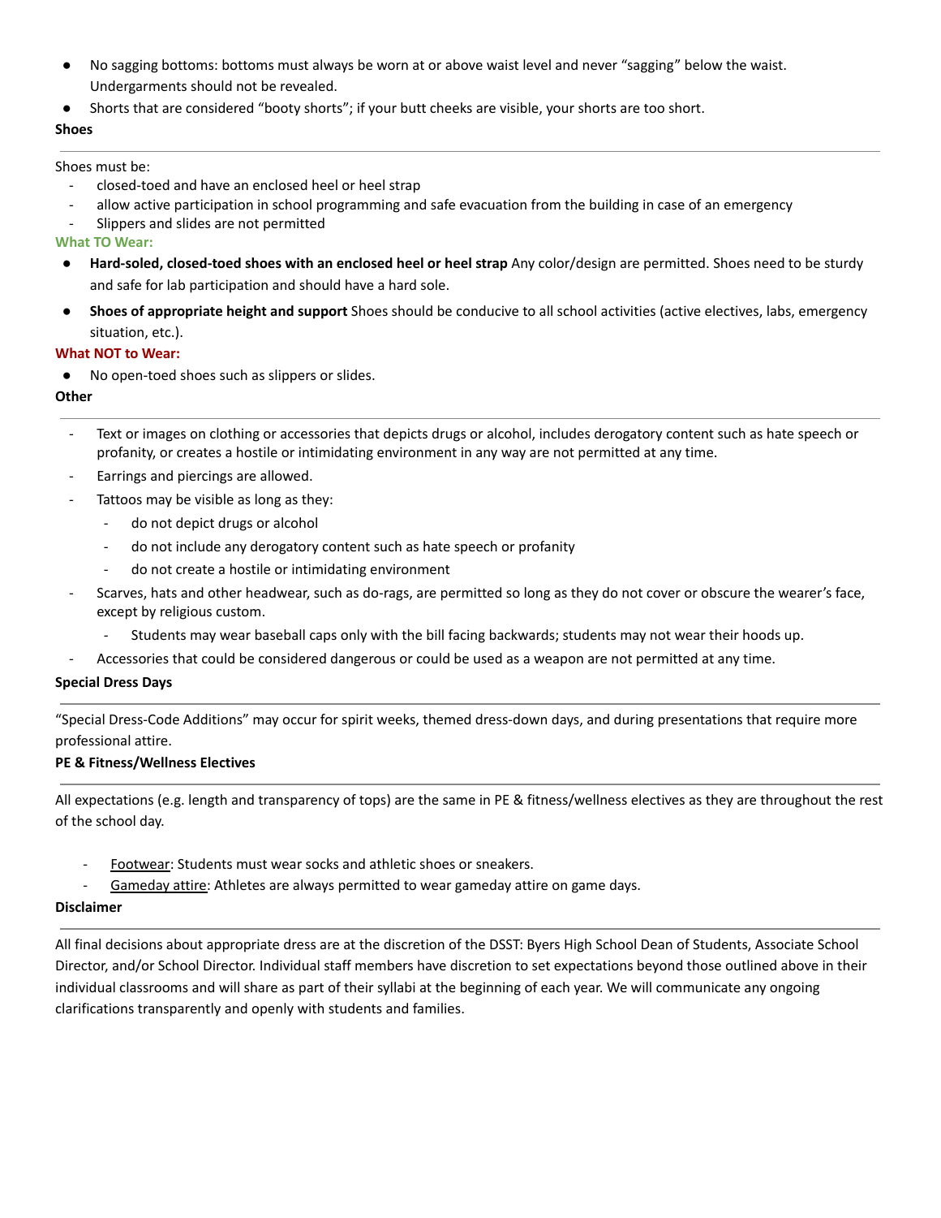- No sagging bottoms: bottoms must always be worn at or above waist level and never "sagging" below the waist. Undergarments should not be revealed.
- Shorts that are considered "booty shorts"; if your butt cheeks are visible, your shorts are too short.

**Shoes**

---

Shoes must be:

- closed-toed and have an enclosed heel or heel strap
- allow active participation in school programming and safe evacuation from the building in case of an emergency
- Slippers and slides are not permitted

**What TO Wear:**

- **Hard-soled, closed-toed shoes with an enclosed heel or heel strap** Any color/design are permitted. Shoes need to be sturdy and safe for lab participation and should have a hard sole.
- **Shoes of appropriate height and support** Shoes should be conducive to all school activities (active electives, labs, emergency situation, etc.).

**What NOT to Wear:**

- No open-toed shoes such as slippers or slides.

**Other**

---

- Text or images on clothing or accessories that depicts drugs or alcohol, includes derogatory content such as hate speech or profanity, or creates a hostile or intimidating environment in any way are not permitted at any time.
- Earrings and piercings are allowed.
- Tattoos may be visible as long as they:
  - do not depict drugs or alcohol
  - do not include any derogatory content such as hate speech or profanity
  - do not create a hostile or intimidating environment
- Scarves, hats and other headwear, such as do-rags, are permitted so long as they do not cover or obscure the wearer's face, except by religious custom.
  - Students may wear baseball caps only with the bill facing backwards; students may not wear their hoods up.
- Accessories that could be considered dangerous or could be used as a weapon are not permitted at any time.

**Special Dress Days**

---

"Special Dress-Code Additions" may occur for spirit weeks, themed dress-down days, and during presentations that require more professional attire.

**PE & Fitness/Wellness Electives**

---

All expectations (e.g. length and transparency of tops) are the same in PE & fitness/wellness electives as they are throughout the rest of the school day.

- Footwear: Students must wear socks and athletic shoes or sneakers.
- Gameday attire: Athletes are always permitted to wear gameday attire on game days.

**Disclaimer**

---

All final decisions about appropriate dress are at the discretion of the DSST: Byers High School Dean of Students, Associate School Director, and/or School Director. Individual staff members have discretion to set expectations beyond those outlined above in their individual classrooms and will share as part of their syllabi at the beginning of each year. We will communicate any ongoing clarifications transparently and openly with students and families.